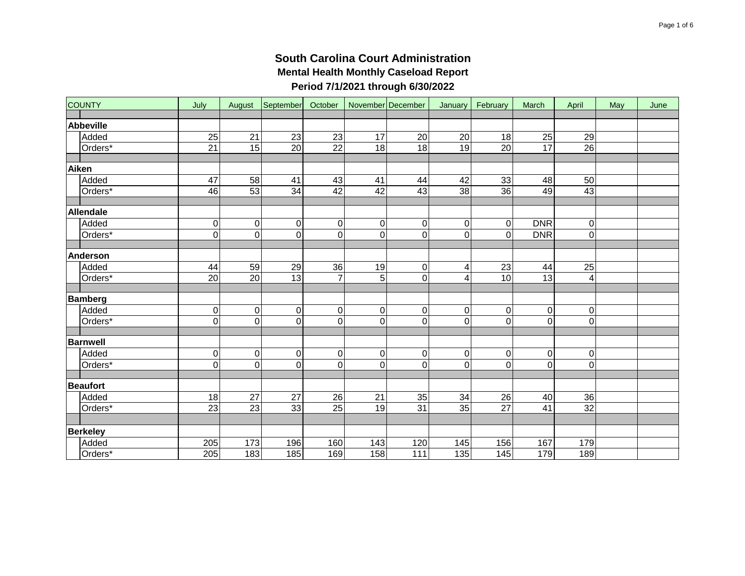# South Carolina Court Administration

## Mental Health Monthly Caseload Report

### Period 7/1/2021 through 6/30/2022

| COUNTY | | July | August | September | October | November | December | January | February | March | April | May | June |
|---|---|---|---|---|---|---|---|---|---|---|---|---|---|
| **Abbeville** | | | | | | | | | | | | | |
| | Added | 25 | 21 | 23 | 23 | 17 | 20 | 20 | 18 | 25 | 29 | | |
| | Orders* | 21 | 15 | 20 | 22 | 18 | 18 | 19 | 20 | 17 | 26 | | |
| **Aiken** | | | | | | | | | | | | | |
| | Added | 47 | 58 | 41 | 43 | 41 | 44 | 42 | 33 | 48 | 50 | | |
| | Orders* | 46 | 53 | 34 | 42 | 42 | 43 | 38 | 36 | 49 | 43 | | |
| **Allendale** | | | | | | | | | | | | | |
| | Added | 0 | 0 | 0 | 0 | 0 | 0 | 0 | 0 | DNR | 0 | | |
| | Orders* | 0 | 0 | 0 | 0 | 0 | 0 | 0 | 0 | DNR | 0 | | |
| **Anderson** | | | | | | | | | | | | | |
| | Added | 44 | 59 | 29 | 36 | 19 | 0 | 4 | 23 | 44 | 25 | | |
| | Orders* | 20 | 20 | 13 | 7 | 5 | 0 | 4 | 10 | 13 | 4 | | |
| **Bamberg** | | | | | | | | | | | | | |
| | Added | 0 | 0 | 0 | 0 | 0 | 0 | 0 | 0 | 0 | 0 | | |
| | Orders* | 0 | 0 | 0 | 0 | 0 | 0 | 0 | 0 | 0 | 0 | | |
| **Barnwell** | | | | | | | | | | | | | |
| | Added | 0 | 0 | 0 | 0 | 0 | 0 | 0 | 0 | 0 | 0 | | |
| | Orders* | 0 | 0 | 0 | 0 | 0 | 0 | 0 | 0 | 0 | 0 | | |
| **Beaufort** | | | | | | | | | | | | | |
| | Added | 18 | 27 | 27 | 26 | 21 | 35 | 34 | 26 | 40 | 36 | | |
| | Orders* | 23 | 23 | 33 | 25 | 19 | 31 | 35 | 27 | 41 | 32 | | |
| **Berkeley** | | | | | | | | | | | | | |
| | Added | 205 | 173 | 196 | 160 | 143 | 120 | 145 | 156 | 167 | 179 | | |
| | Orders* | 205 | 183 | 185 | 169 | 158 | 111 | 135 | 145 | 179 | 189 | | |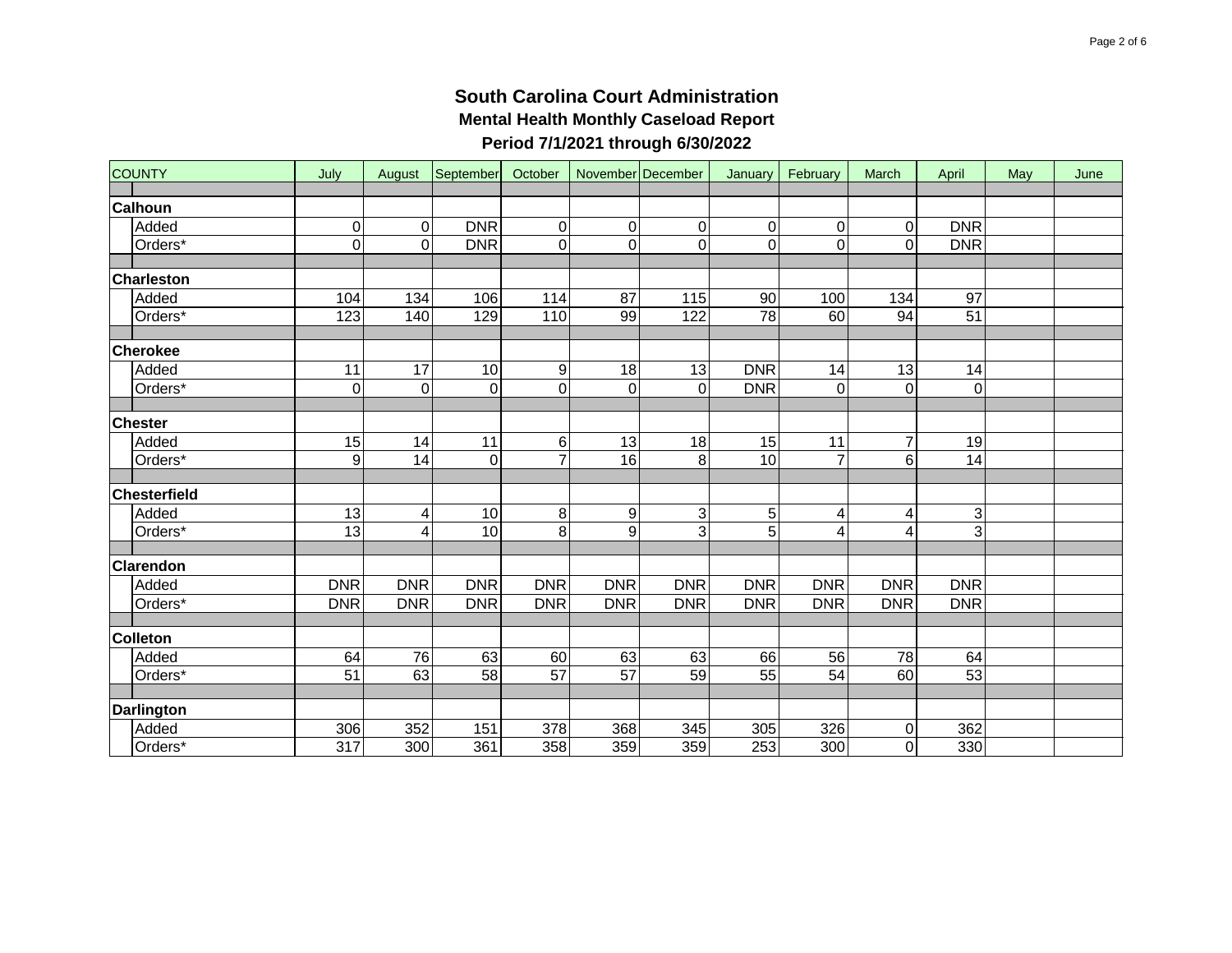# South Carolina Court Administration

## Mental Health Monthly Caseload Report

### Period 7/1/2021 through 6/30/2022

| COUNTY | | July | August | September | October | November | December | January | February | March | April | May | June |
|---|---|---|---|---|---|---|---|---|---|---|---|---|---|
| **Calhoun** | | | | | | | | | | | | | |
| | Added | 0 | 0 | DNR | 0 | 0 | 0 | 0 | 0 | 0 | DNR | | |
| | Orders* | 0 | 0 | DNR | 0 | 0 | 0 | 0 | 0 | 0 | DNR | | |
| **Charleston** | | | | | | | | | | | | | |
| | Added | 104 | 134 | 106 | 114 | 87 | 115 | 90 | 100 | 134 | 97 | | |
| | Orders* | 123 | 140 | 129 | 110 | 99 | 122 | 78 | 60 | 94 | 51 | | |
| **Cherokee** | | | | | | | | | | | | | |
| | Added | 11 | 17 | 10 | 9 | 18 | 13 | DNR | 14 | 13 | 14 | | |
| | Orders* | 0 | 0 | 0 | 0 | 0 | 0 | DNR | 0 | 0 | 0 | | |
| **Chester** | | | | | | | | | | | | | |
| | Added | 15 | 14 | 11 | 6 | 13 | 18 | 15 | 11 | 7 | 19 | | |
| | Orders* | 9 | 14 | 0 | 7 | 16 | 8 | 10 | 7 | 6 | 14 | | |
| **Chesterfield** | | | | | | | | | | | | | |
| | Added | 13 | 4 | 10 | 8 | 9 | 3 | 5 | 4 | 4 | 3 | | |
| | Orders* | 13 | 4 | 10 | 8 | 9 | 3 | 5 | 4 | 4 | 3 | | |
| **Clarendon** | | | | | | | | | | | | | |
| | Added | DNR | DNR | DNR | DNR | DNR | DNR | DNR | DNR | DNR | DNR | | |
| | Orders* | DNR | DNR | DNR | DNR | DNR | DNR | DNR | DNR | DNR | DNR | | |
| **Colleton** | | | | | | | | | | | | | |
| | Added | 64 | 76 | 63 | 60 | 63 | 63 | 66 | 56 | 78 | 64 | | |
| | Orders* | 51 | 63 | 58 | 57 | 57 | 59 | 55 | 54 | 60 | 53 | | |
| **Darlington** | | | | | | | | | | | | | |
| | Added | 306 | 352 | 151 | 378 | 368 | 345 | 305 | 326 | 0 | 362 | | |
| | Orders* | 317 | 300 | 361 | 358 | 359 | 359 | 253 | 300 | 0 | 330 | | |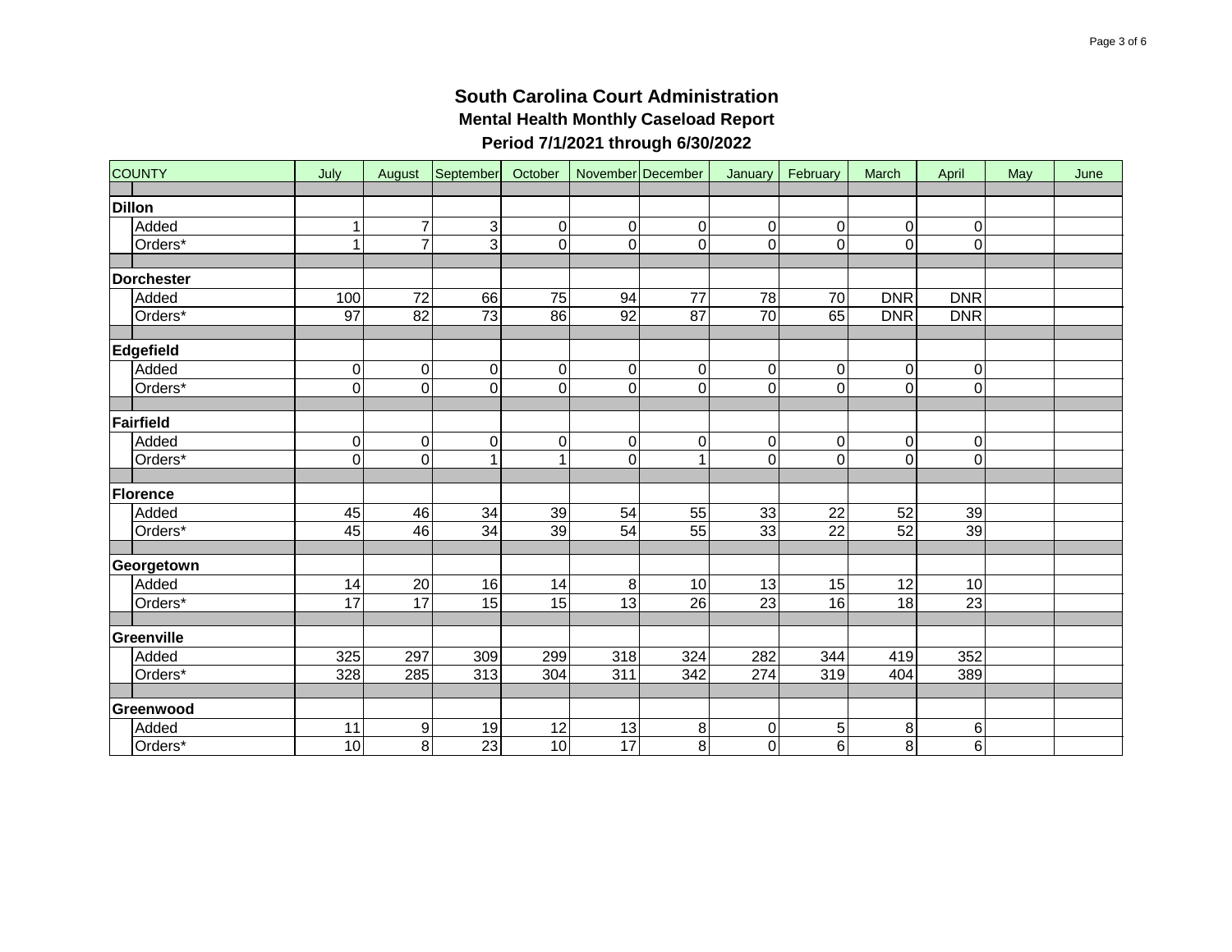# South Carolina Court Administration

## Mental Health Monthly Caseload Report

### Period 7/1/2021 through 6/30/2022

| COUNTY | | July | August | September | October | November | December | January | February | March | April | May | June |
|---|---|---|---|---|---|---|---|---|---|---|---|---|---|
| **Dillon** | | | | | | | | | | | | | |
| | Added | 1 | 7 | 3 | 0 | 0 | 0 | 0 | 0 | 0 | 0 | | |
| | Orders* | 1 | 7 | 3 | 0 | 0 | 0 | 0 | 0 | 0 | 0 | | |
| **Dorchester** | | | | | | | | | | | | | |
| | Added | 100 | 72 | 66 | 75 | 94 | 77 | 78 | 70 | DNR | DNR | | |
| | Orders* | 97 | 82 | 73 | 86 | 92 | 87 | 70 | 65 | DNR | DNR | | |
| **Edgefield** | | | | | | | | | | | | | |
| | Added | 0 | 0 | 0 | 0 | 0 | 0 | 0 | 0 | 0 | 0 | | |
| | Orders* | 0 | 0 | 0 | 0 | 0 | 0 | 0 | 0 | 0 | 0 | | |
| **Fairfield** | | | | | | | | | | | | | |
| | Added | 0 | 0 | 0 | 0 | 0 | 0 | 0 | 0 | 0 | 0 | | |
| | Orders* | 0 | 0 | 1 | 1 | 0 | 1 | 0 | 0 | 0 | 0 | | |
| **Florence** | | | | | | | | | | | | | |
| | Added | 45 | 46 | 34 | 39 | 54 | 55 | 33 | 22 | 52 | 39 | | |
| | Orders* | 45 | 46 | 34 | 39 | 54 | 55 | 33 | 22 | 52 | 39 | | |
| **Georgetown** | | | | | | | | | | | | | |
| | Added | 14 | 20 | 16 | 14 | 8 | 10 | 13 | 15 | 12 | 10 | | |
| | Orders* | 17 | 17 | 15 | 15 | 13 | 26 | 23 | 16 | 18 | 23 | | |
| **Greenville** | | | | | | | | | | | | | |
| | Added | 325 | 297 | 309 | 299 | 318 | 324 | 282 | 344 | 419 | 352 | | |
| | Orders* | 328 | 285 | 313 | 304 | 311 | 342 | 274 | 319 | 404 | 389 | | |
| **Greenwood** | | | | | | | | | | | | | |
| | Added | 11 | 9 | 19 | 12 | 13 | 8 | 0 | 5 | 8 | 6 | | |
| | Orders* | 10 | 8 | 23 | 10 | 17 | 8 | 0 | 6 | 8 | 6 | | |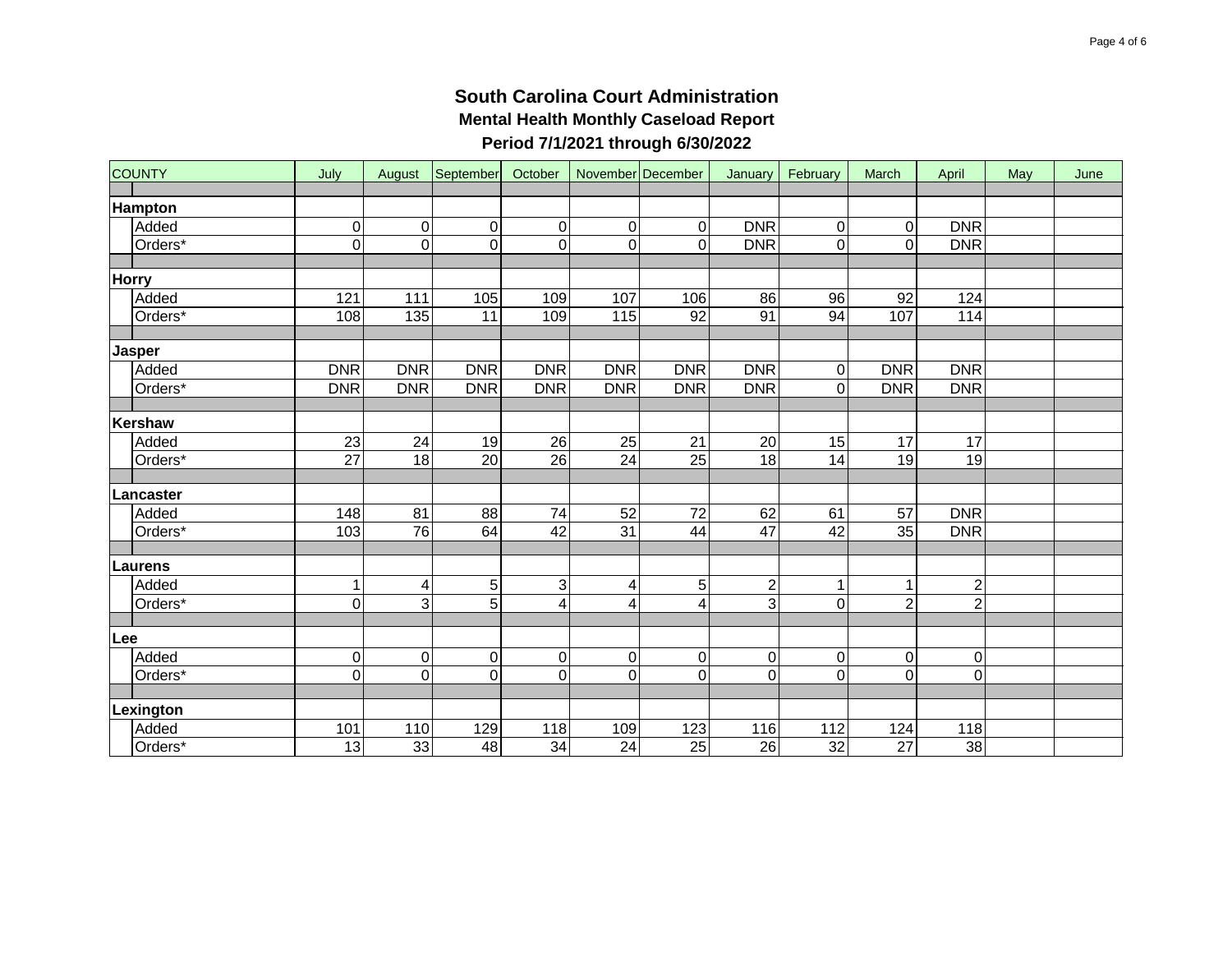# South Carolina Court Administration

## Mental Health Monthly Caseload Report

## Period 7/1/2021 through 6/30/2022

| COUNTY | | July | August | September | October | November | December | January | February | March | April | May | June |
|---|---|---|---|---|---|---|---|---|---|---|---|---|---|
| **Hampton** | | | | | | | | | | | | | |
| | Added | 0 | 0 | 0 | 0 | 0 | 0 | DNR | 0 | 0 | DNR | | |
| | Orders* | 0 | 0 | 0 | 0 | 0 | 0 | DNR | 0 | 0 | DNR | | |
| **Horry** | | | | | | | | | | | | | |
| | Added | 121 | 111 | 105 | 109 | 107 | 106 | 86 | 96 | 92 | 124 | | |
| | Orders* | 108 | 135 | 11 | 109 | 115 | 92 | 91 | 94 | 107 | 114 | | |
| **Jasper** | | | | | | | | | | | | | |
| | Added | DNR | DNR | DNR | DNR | DNR | DNR | DNR | 0 | DNR | DNR | | |
| | Orders* | DNR | DNR | DNR | DNR | DNR | DNR | DNR | 0 | DNR | DNR | | |
| **Kershaw** | | | | | | | | | | | | | |
| | Added | 23 | 24 | 19 | 26 | 25 | 21 | 20 | 15 | 17 | 17 | | |
| | Orders* | 27 | 18 | 20 | 26 | 24 | 25 | 18 | 14 | 19 | 19 | | |
| **Lancaster** | | | | | | | | | | | | | |
| | Added | 148 | 81 | 88 | 74 | 52 | 72 | 62 | 61 | 57 | DNR | | |
| | Orders* | 103 | 76 | 64 | 42 | 31 | 44 | 47 | 42 | 35 | DNR | | |
| **Laurens** | | | | | | | | | | | | | |
| | Added | 1 | 4 | 5 | 3 | 4 | 5 | 2 | 1 | 1 | 2 | | |
| | Orders* | 0 | 3 | 5 | 4 | 4 | 4 | 3 | 0 | 2 | 2 | | |
| **Lee** | | | | | | | | | | | | | |
| | Added | 0 | 0 | 0 | 0 | 0 | 0 | 0 | 0 | 0 | 0 | | |
| | Orders* | 0 | 0 | 0 | 0 | 0 | 0 | 0 | 0 | 0 | 0 | | |
| **Lexington** | | | | | | | | | | | | | |
| | Added | 101 | 110 | 129 | 118 | 109 | 123 | 116 | 112 | 124 | 118 | | |
| | Orders* | 13 | 33 | 48 | 34 | 24 | 25 | 26 | 32 | 27 | 38 | | |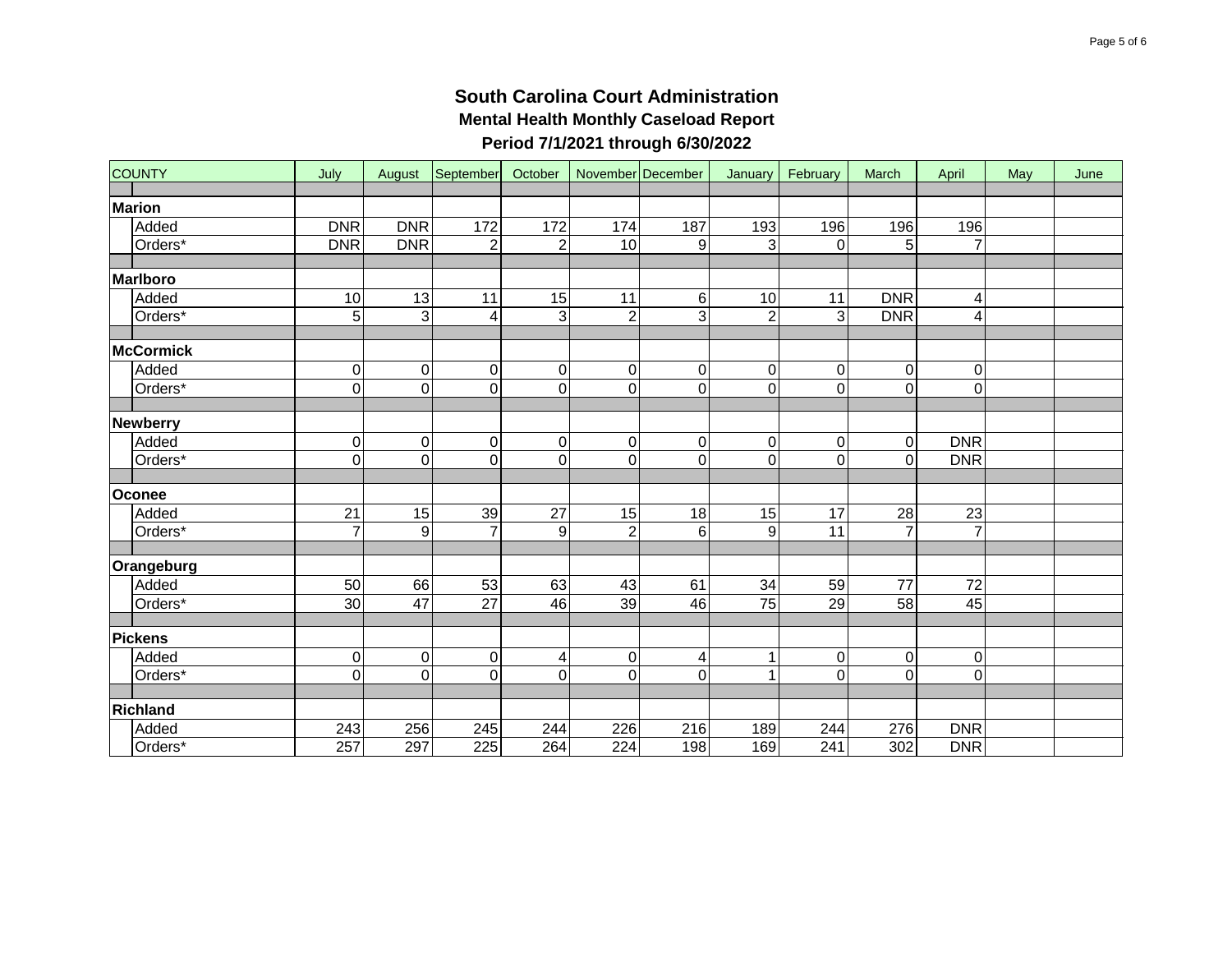# South Carolina Court Administration

## Mental Health Monthly Caseload Report

### Period 7/1/2021 through 6/30/2022

| COUNTY | | July | August | September | October | November | December | January | February | March | April | May | June |
|---|---|---|---|---|---|---|---|---|---|---|---|---|---|
| **Marion** | | | | | | | | | | | | | |
| | Added | DNR | DNR | 172 | 172 | 174 | 187 | 193 | 196 | 196 | 196 | | |
| | Orders* | DNR | DNR | 2 | 2 | 10 | 9 | 3 | 0 | 5 | 7 | | |
| **Marlboro** | | | | | | | | | | | | | |
| | Added | 10 | 13 | 11 | 15 | 11 | 6 | 10 | 11 | DNR | 4 | | |
| | Orders* | 5 | 3 | 4 | 3 | 2 | 3 | 2 | 3 | DNR | 4 | | |
| **McCormick** | | | | | | | | | | | | | |
| | Added | 0 | 0 | 0 | 0 | 0 | 0 | 0 | 0 | 0 | 0 | | |
| | Orders* | 0 | 0 | 0 | 0 | 0 | 0 | 0 | 0 | 0 | 0 | | |
| **Newberry** | | | | | | | | | | | | | |
| | Added | 0 | 0 | 0 | 0 | 0 | 0 | 0 | 0 | 0 | DNR | | |
| | Orders* | 0 | 0 | 0 | 0 | 0 | 0 | 0 | 0 | 0 | DNR | | |
| **Oconee** | | | | | | | | | | | | | |
| | Added | 21 | 15 | 39 | 27 | 15 | 18 | 15 | 17 | 28 | 23 | | |
| | Orders* | 7 | 9 | 7 | 9 | 2 | 6 | 9 | 11 | 7 | 7 | | |
| **Orangeburg** | | | | | | | | | | | | | |
| | Added | 50 | 66 | 53 | 63 | 43 | 61 | 34 | 59 | 77 | 72 | | |
| | Orders* | 30 | 47 | 27 | 46 | 39 | 46 | 75 | 29 | 58 | 45 | | |
| **Pickens** | | | | | | | | | | | | | |
| | Added | 0 | 0 | 0 | 4 | 0 | 4 | 1 | 0 | 0 | 0 | | |
| | Orders* | 0 | 0 | 0 | 0 | 0 | 0 | 1 | 0 | 0 | 0 | | |
| **Richland** | | | | | | | | | | | | | |
| | Added | 243 | 256 | 245 | 244 | 226 | 216 | 189 | 244 | 276 | DNR | | |
| | Orders* | 257 | 297 | 225 | 264 | 224 | 198 | 169 | 241 | 302 | DNR | | |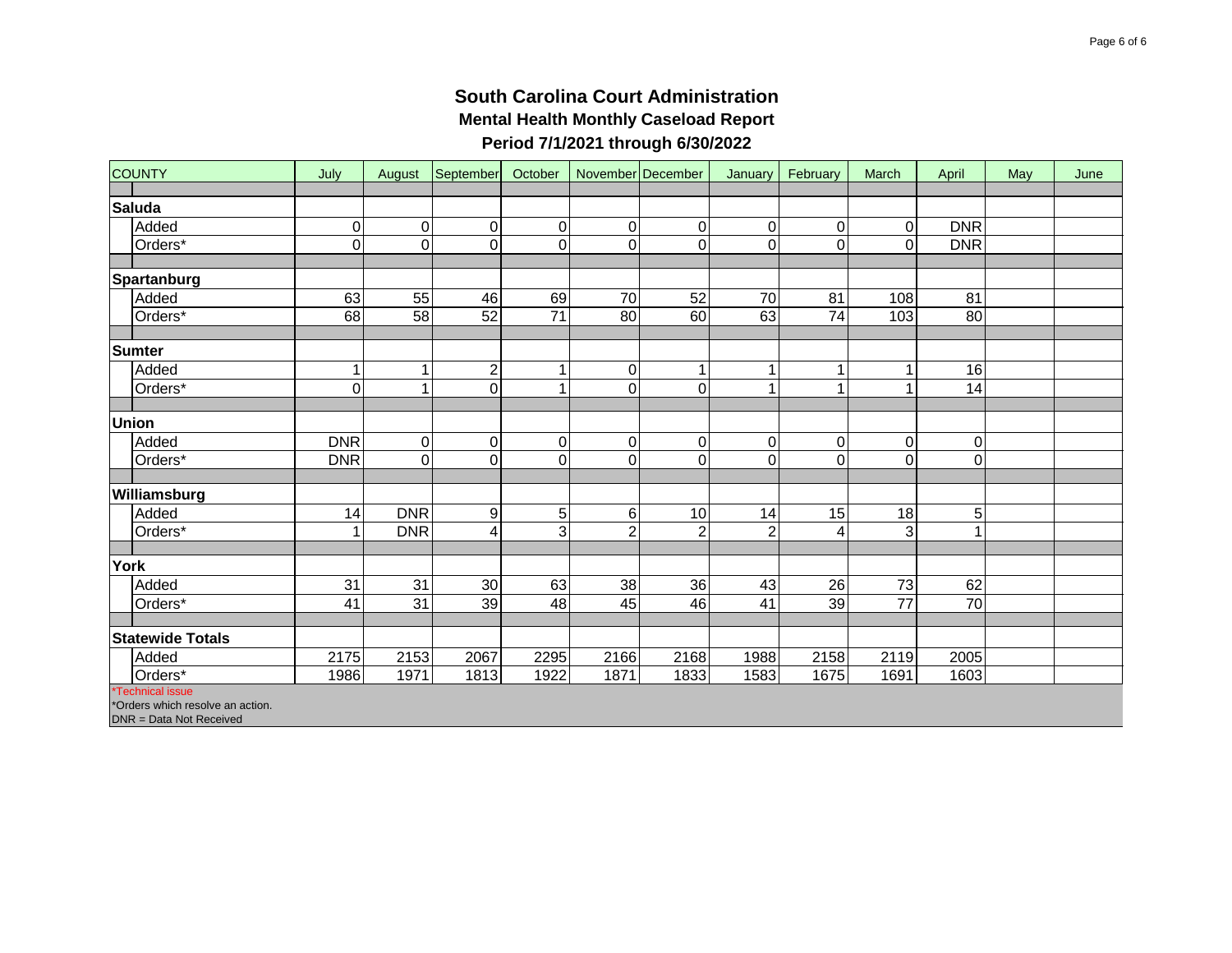# South Carolina Court Administration

## Mental Health Monthly Caseload Report

## Period 7/1/2021 through 6/30/2022

| COUNTY | | July | August | September | October | November | December | January | February | March | April | May | June |
|---|---|---|---|---|---|---|---|---|---|---|---|---|---|
| **Saluda** | | | | | | | | | | | | | |
| | Added | 0 | 0 | 0 | 0 | 0 | 0 | 0 | 0 | 0 | DNR | | |
| | Orders* | 0 | 0 | 0 | 0 | 0 | 0 | 0 | 0 | 0 | DNR | | |
| **Spartanburg** | | | | | | | | | | | | | |
| | Added | 63 | 55 | 46 | 69 | 70 | 52 | 70 | 81 | 108 | 81 | | |
| | Orders* | 68 | 58 | 52 | 71 | 80 | 60 | 63 | 74 | 103 | 80 | | |
| **Sumter** | | | | | | | | | | | | | |
| | Added | 1 | 1 | 2 | 1 | 0 | 1 | 1 | 1 | 1 | 16 | | |
| | Orders* | 0 | 1 | 0 | 1 | 0 | 0 | 1 | 1 | 1 | 14 | | |
| **Union** | | | | | | | | | | | | | |
| | Added | DNR | 0 | 0 | 0 | 0 | 0 | 0 | 0 | 0 | 0 | | |
| | Orders* | DNR | 0 | 0 | 0 | 0 | 0 | 0 | 0 | 0 | 0 | | |
| **Williamsburg** | | | | | | | | | | | | | |
| | Added | 14 | DNR | 9 | 5 | 6 | 10 | 14 | 15 | 18 | 5 | | |
| | Orders* | 1 | DNR | 4 | 3 | 2 | 2 | 2 | 4 | 3 | 1 | | |
| **York** | | | | | | | | | | | | | |
| | Added | 31 | 31 | 30 | 63 | 38 | 36 | 43 | 26 | 73 | 62 | | |
| | Orders* | 41 | 31 | 39 | 48 | 45 | 46 | 41 | 39 | 77 | 70 | | |
| **Statewide Totals** | | | | | | | | | | | | | |
| | Added | 2175 | 2153 | 2067 | 2295 | 2166 | 2168 | 1988 | 2158 | 2119 | 2005 | | |
| | Orders* | 1986 | 1971 | 1813 | 1922 | 1871 | 1833 | 1583 | 1675 | 1691 | 1603 | | |

*Technical issue

*Orders which resolve an action.

DNR = Data Not Received